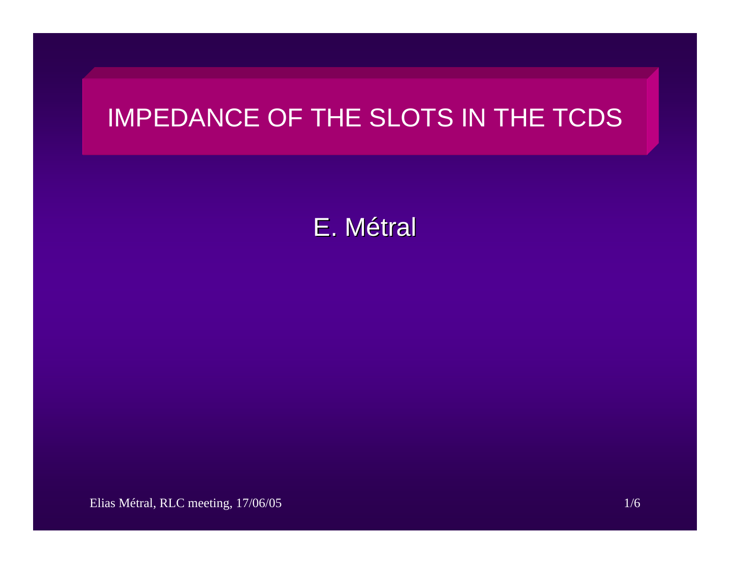# IMPEDANCE OF THE SLOTS IN THE TCDS

E. Métral

Elias Métral, RLC meeting, 17/06/05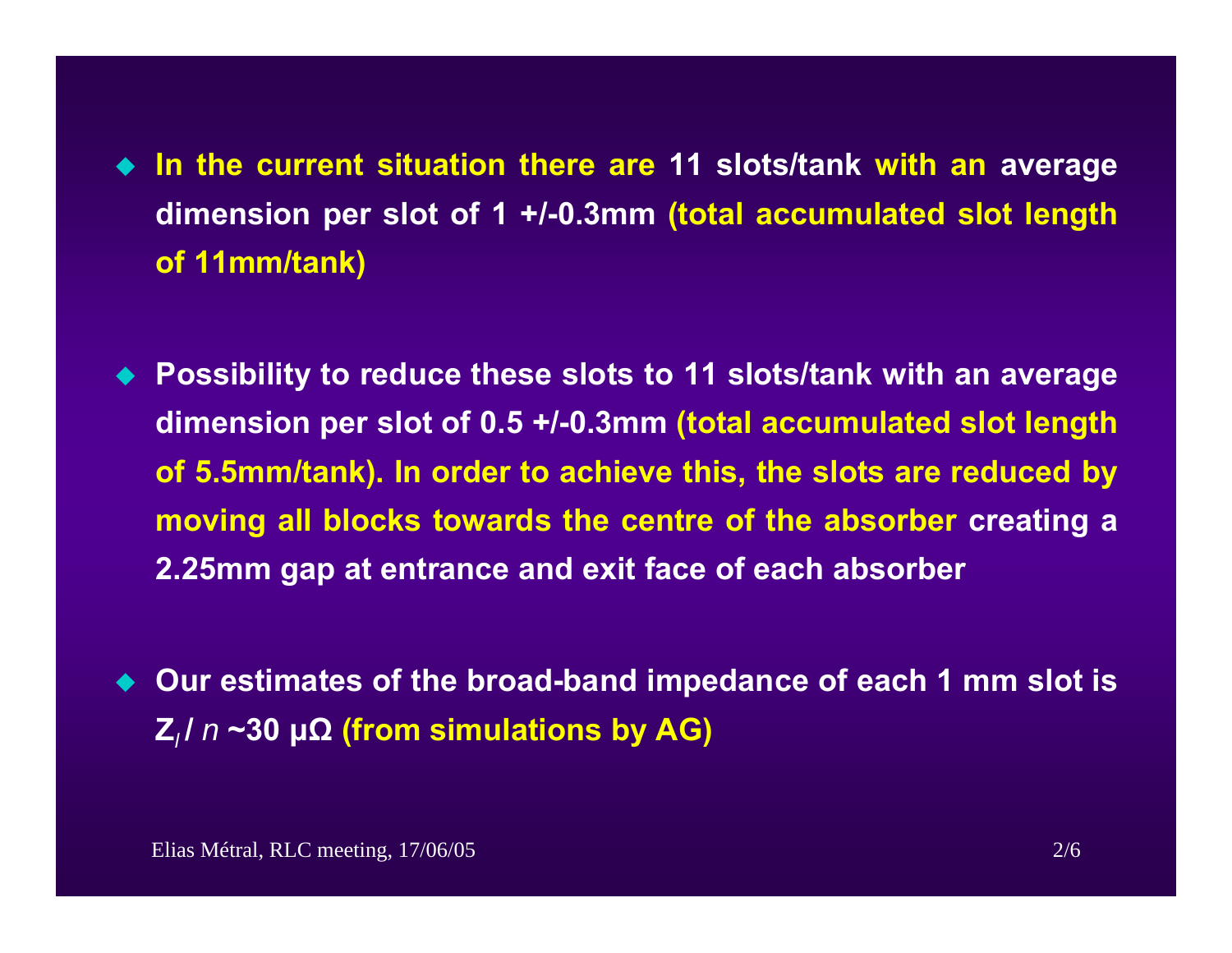- **In the current situation there are 11 slots/tank with an average dimension per slot of 1 +/-0.3mm (total accumulated slot length of 11mm/tank)**

- **Possibility to reduce these slots to 11 slots/tank with an average dimension per slot of 0.5 +/-0.3mm (total accumulated slot length of 5.5mm/tank). In order to achieve this, the slots are reduced by moving all blocks towards the centre of the absorber creating a 2.25mm gap at entrance and exit face of each absorber**

- **Our estimates of the broad-band impedance of each 1 mm slot is $Z_l / n$ ~30 μΩ (from simulations by AG)**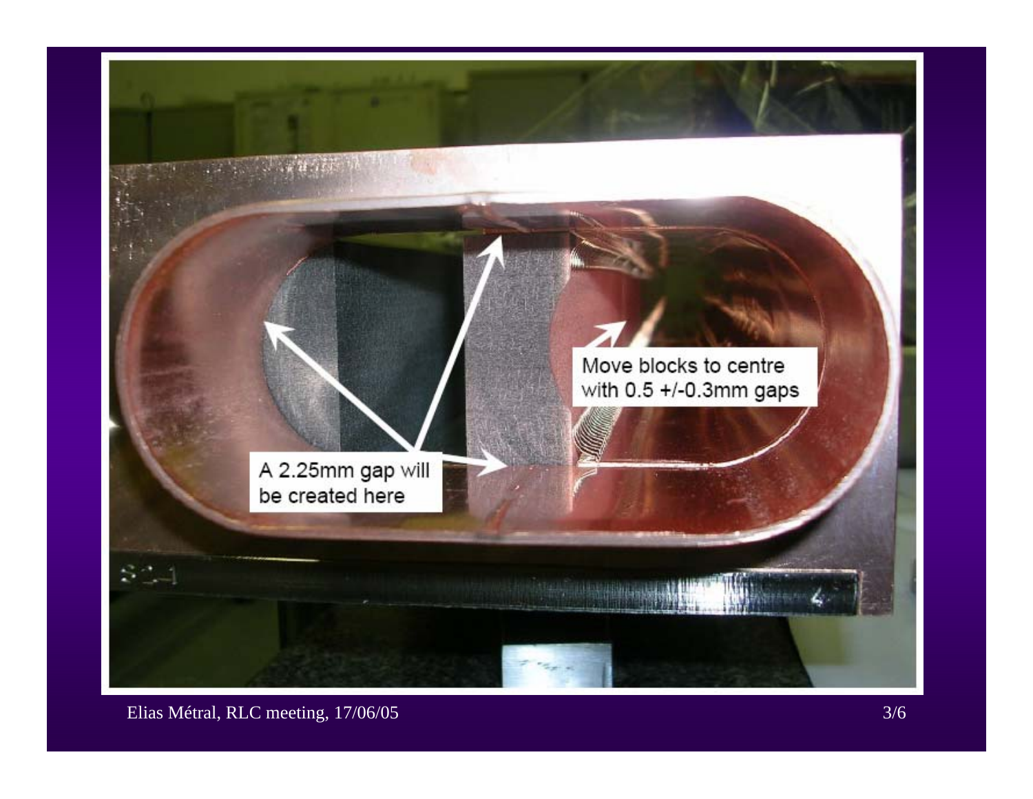A 2.25mm gap will be created here

Move blocks to centre with 0.5 +/-0.3mm gaps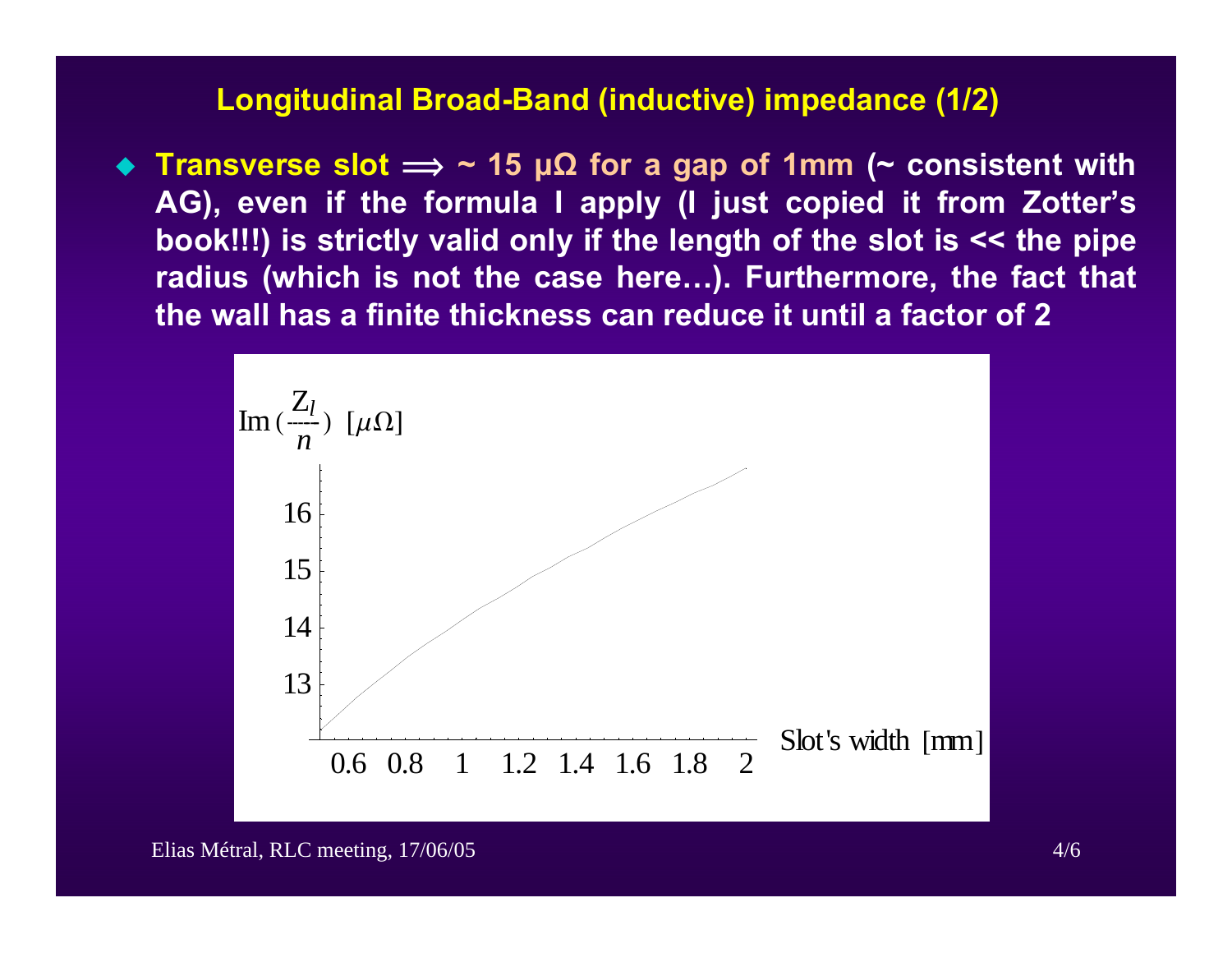## Longitudinal Broad-Band (inductive) impedance (1/2)

- **Transverse slot** $\Longrightarrow$ **~ 15 μΩ for a gap of 1mm** (~ consistent with AG), even if the formula I apply (I just copied it from Zotter's book!!!) is strictly valid only if the length of the slot is << the pipe radius (which is not the case here…). Furthermore, the fact that the wall has a finite thickness can reduce it until a factor of 2

$\mathrm{Im}\left(\frac{Z_l}{n}\right)$ [$\mu\Omega$]

Slot's width [mm]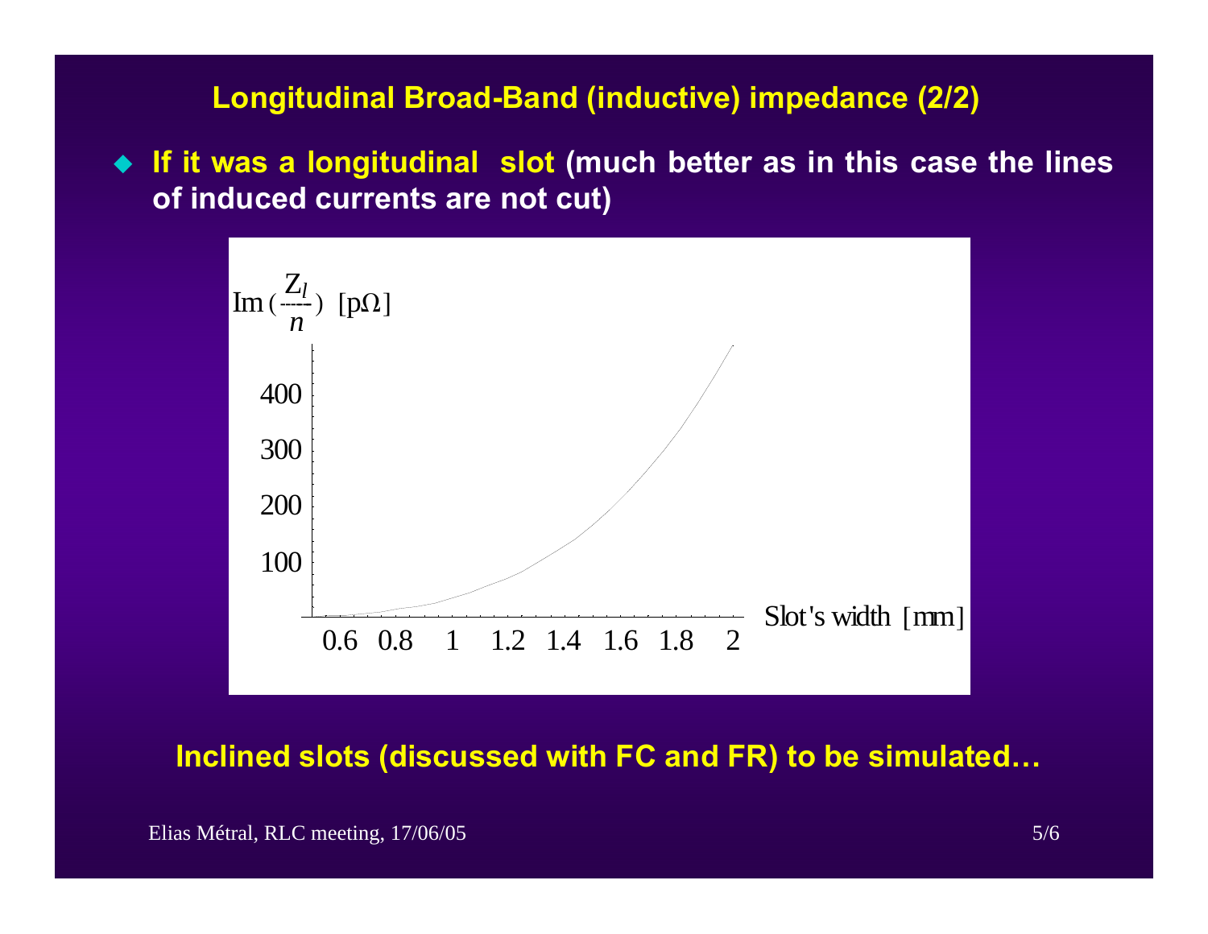## Longitudinal Broad-Band (inductive) impedance (2/2)

- **If it was a longitudinal slot (much better as in this case the lines of induced currents are not cut)**

$\mathrm{Im}\left(\frac{Z_l}{n}\right)$ [p$\Omega$]

400
300
200
100

0.6 0.8 1 1.2 1.4 1.6 1.8 2 Slot's width [mm]

**Inclined slots (discussed with FC and FR) to be simulated…**

Elias Métral, RLC meeting, 17/06/05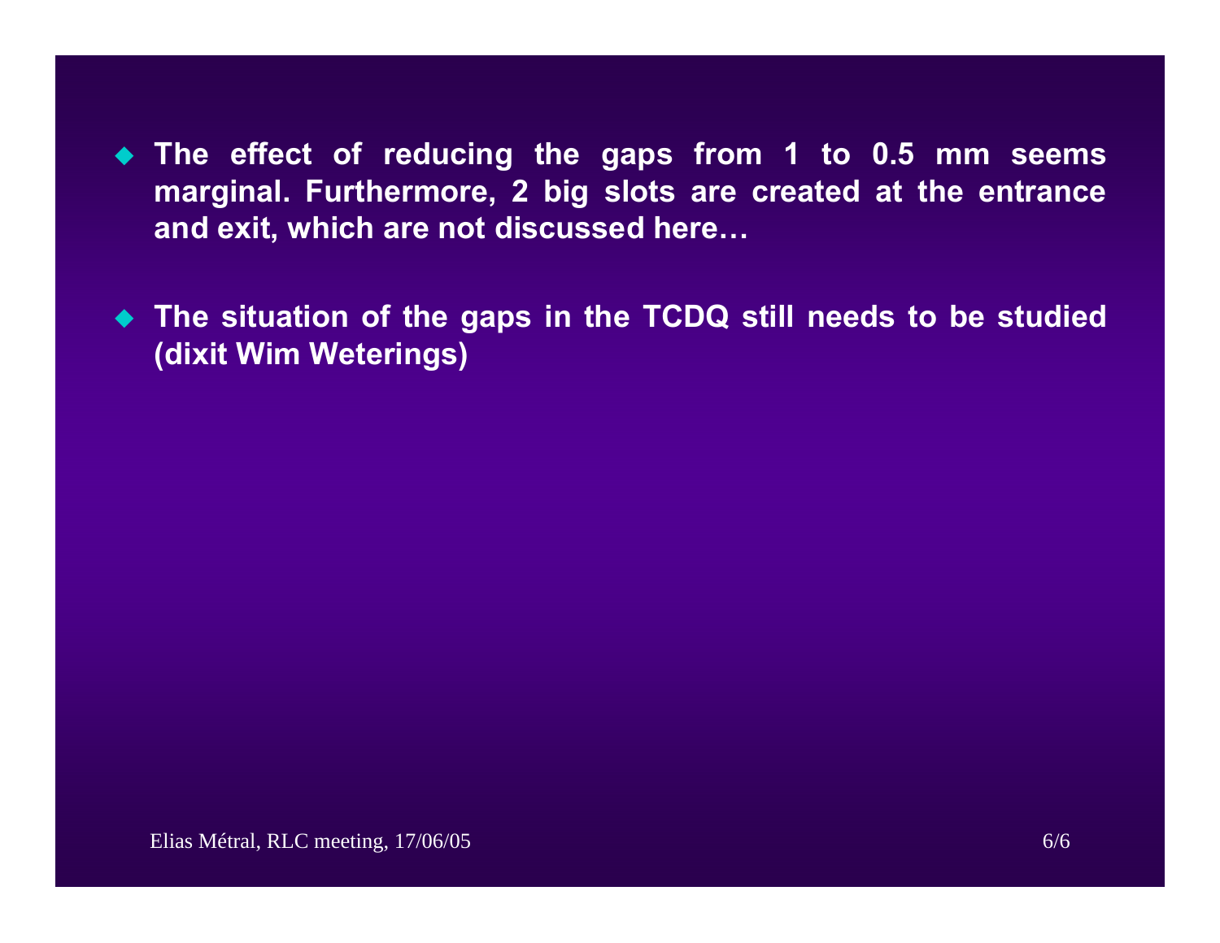- **The effect of reducing the gaps from 1 to 0.5 mm seems marginal. Furthermore, 2 big slots are created at the entrance and exit, which are not discussed here…**

- **The situation of the gaps in the TCDQ still needs to be studied (dixit Wim Weterings)**